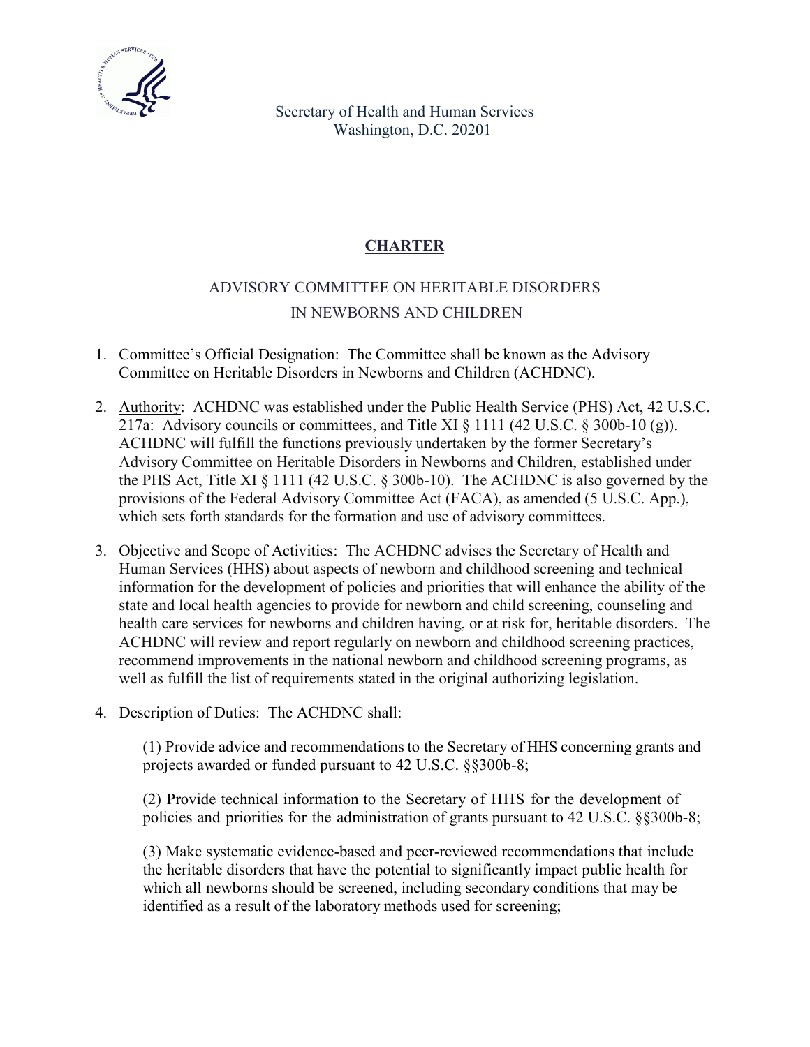Secretary of Health and Human Services
Washington, D.C. 20201

# CHARTER

## ADVISORY COMMITTEE ON HERITABLE DISORDERS IN NEWBORNS AND CHILDREN

1. Committee's Official Designation: The Committee shall be known as the Advisory Committee on Heritable Disorders in Newborns and Children (ACHDNC).

2. Authority: ACHDNC was established under the Public Health Service (PHS) Act, 42 U.S.C. 217a: Advisory councils or committees, and Title XI § 1111 (42 U.S.C. § 300b-10 (g)). ACHDNC will fulfill the functions previously undertaken by the former Secretary's Advisory Committee on Heritable Disorders in Newborns and Children, established under the PHS Act, Title XI § 1111 (42 U.S.C. § 300b-10). The ACHDNC is also governed by the provisions of the Federal Advisory Committee Act (FACA), as amended (5 U.S.C. App.), which sets forth standards for the formation and use of advisory committees.

3. Objective and Scope of Activities: The ACHDNC advises the Secretary of Health and Human Services (HHS) about aspects of newborn and childhood screening and technical information for the development of policies and priorities that will enhance the ability of the state and local health agencies to provide for newborn and child screening, counseling and health care services for newborns and children having, or at risk for, heritable disorders. The ACHDNC will review and report regularly on newborn and childhood screening practices, recommend improvements in the national newborn and childhood screening programs, as well as fulfill the list of requirements stated in the original authorizing legislation.

4. Description of Duties: The ACHDNC shall:

   (1) Provide advice and recommendations to the Secretary of HHS concerning grants and projects awarded or funded pursuant to 42 U.S.C. §§300b-8;

   (2) Provide technical information to the Secretary of HHS for the development of policies and priorities for the administration of grants pursuant to 42 U.S.C. §§300b-8;

   (3) Make systematic evidence-based and peer-reviewed recommendations that include the heritable disorders that have the potential to significantly impact public health for which all newborns should be screened, including secondary conditions that may be identified as a result of the laboratory methods used for screening;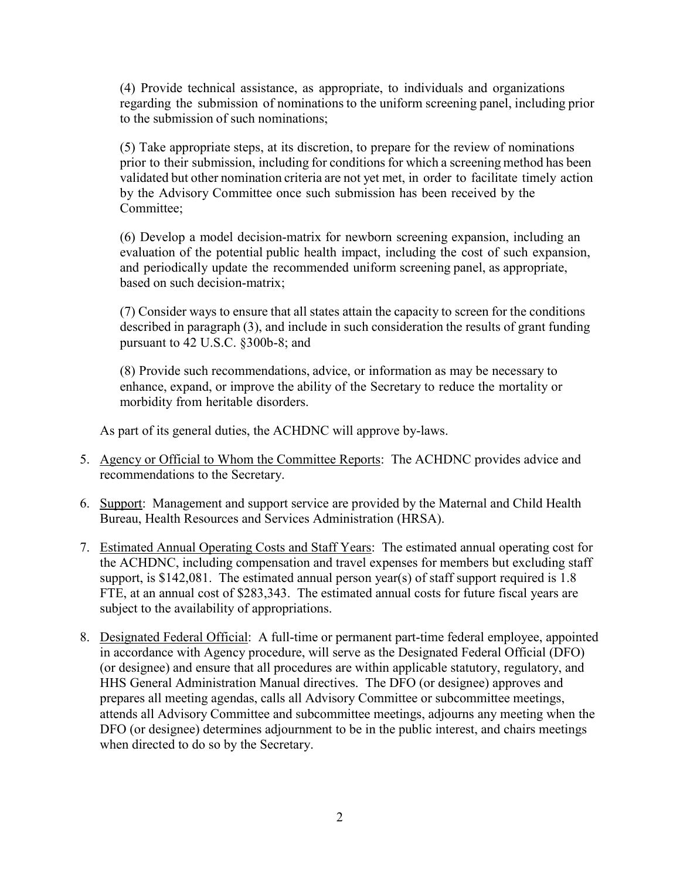(4) Provide technical assistance, as appropriate, to individuals and organizations regarding the submission of nominations to the uniform screening panel, including prior to the submission of such nominations;

(5) Take appropriate steps, at its discretion, to prepare for the review of nominations prior to their submission, including for conditions for which a screening method has been validated but other nomination criteria are not yet met, in order to facilitate timely action by the Advisory Committee once such submission has been received by the Committee;

(6) Develop a model decision-matrix for newborn screening expansion, including an evaluation of the potential public health impact, including the cost of such expansion, and periodically update the recommended uniform screening panel, as appropriate, based on such decision-matrix;

(7) Consider ways to ensure that all states attain the capacity to screen for the conditions described in paragraph (3), and include in such consideration the results of grant funding pursuant to 42 U.S.C. §300b-8; and

(8) Provide such recommendations, advice, or information as may be necessary to enhance, expand, or improve the ability of the Secretary to reduce the mortality or morbidity from heritable disorders.

As part of its general duties, the ACHDNC will approve by-laws.

5. <u>Agency or Official to Whom the Committee Reports</u>: The ACHDNC provides advice and recommendations to the Secretary.

6. <u>Support</u>: Management and support service are provided by the Maternal and Child Health Bureau, Health Resources and Services Administration (HRSA).

7. <u>Estimated Annual Operating Costs and Staff Years</u>: The estimated annual operating cost for the ACHDNC, including compensation and travel expenses for members but excluding staff support, is $142,081. The estimated annual person year(s) of staff support required is 1.8 FTE, at an annual cost of $283,343. The estimated annual costs for future fiscal years are subject to the availability of appropriations.

8. <u>Designated Federal Official</u>: A full-time or permanent part-time federal employee, appointed in accordance with Agency procedure, will serve as the Designated Federal Official (DFO) (or designee) and ensure that all procedures are within applicable statutory, regulatory, and HHS General Administration Manual directives. The DFO (or designee) approves and prepares all meeting agendas, calls all Advisory Committee or subcommittee meetings, attends all Advisory Committee and subcommittee meetings, adjourns any meeting when the DFO (or designee) determines adjournment to be in the public interest, and chairs meetings when directed to do so by the Secretary.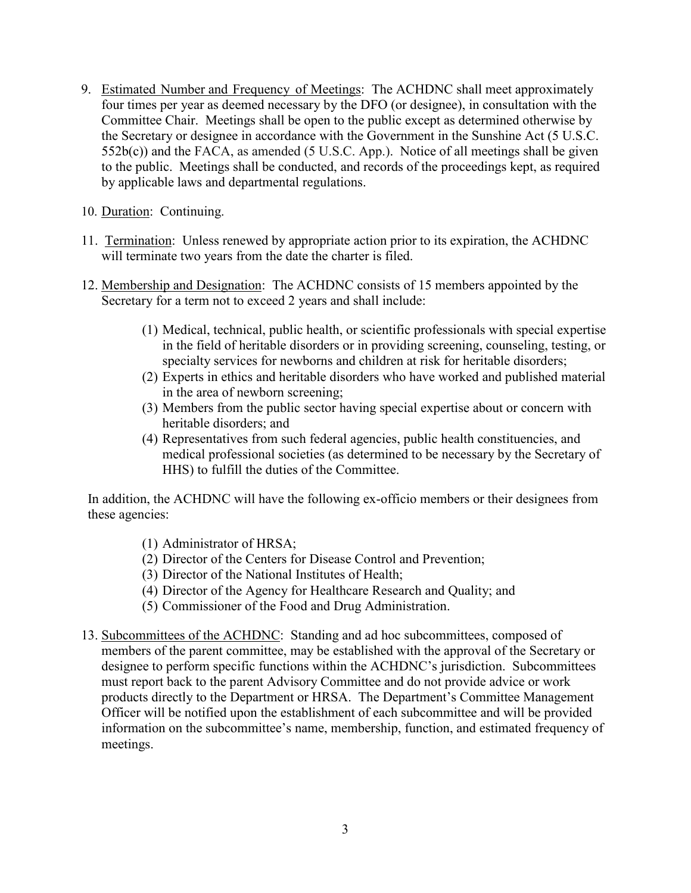9. Estimated Number and Frequency of Meetings: The ACHDNC shall meet approximately four times per year as deemed necessary by the DFO (or designee), in consultation with the Committee Chair. Meetings shall be open to the public except as determined otherwise by the Secretary or designee in accordance with the Government in the Sunshine Act (5 U.S.C. 552b(c)) and the FACA, as amended (5 U.S.C. App.). Notice of all meetings shall be given to the public. Meetings shall be conducted, and records of the proceedings kept, as required by applicable laws and departmental regulations.

10. Duration: Continuing.

11. Termination: Unless renewed by appropriate action prior to its expiration, the ACHDNC will terminate two years from the date the charter is filed.

12. Membership and Designation: The ACHDNC consists of 15 members appointed by the Secretary for a term not to exceed 2 years and shall include:

    (1) Medical, technical, public health, or scientific professionals with special expertise in the field of heritable disorders or in providing screening, counseling, testing, or specialty services for newborns and children at risk for heritable disorders;
    (2) Experts in ethics and heritable disorders who have worked and published material in the area of newborn screening;
    (3) Members from the public sector having special expertise about or concern with heritable disorders; and
    (4) Representatives from such federal agencies, public health constituencies, and medical professional societies (as determined to be necessary by the Secretary of HHS) to fulfill the duties of the Committee.

    In addition, the ACHDNC will have the following ex-officio members or their designees from these agencies:

    (1) Administrator of HRSA;
    (2) Director of the Centers for Disease Control and Prevention;
    (3) Director of the National Institutes of Health;
    (4) Director of the Agency for Healthcare Research and Quality; and
    (5) Commissioner of the Food and Drug Administration.

13. Subcommittees of the ACHDNC: Standing and ad hoc subcommittees, composed of members of the parent committee, may be established with the approval of the Secretary or designee to perform specific functions within the ACHDNC's jurisdiction. Subcommittees must report back to the parent Advisory Committee and do not provide advice or work products directly to the Department or HRSA. The Department's Committee Management Officer will be notified upon the establishment of each subcommittee and will be provided information on the subcommittee's name, membership, function, and estimated frequency of meetings.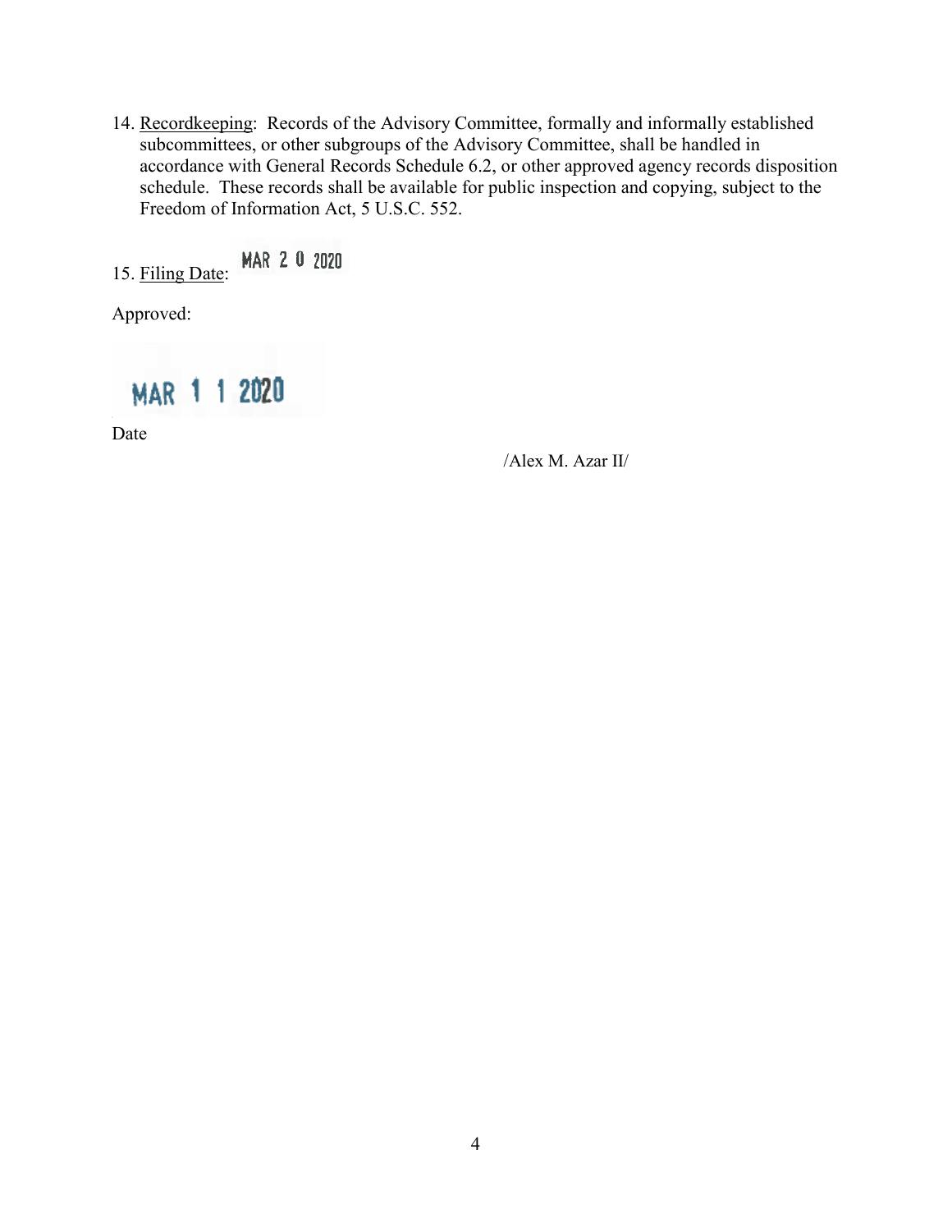14. <u>Recordkeeping</u>: Records of the Advisory Committee, formally and informally established subcommittees, or other subgroups of the Advisory Committee, shall be handled in accordance with General Records Schedule 6.2, or other approved agency records disposition schedule. These records shall be available for public inspection and copying, subject to the Freedom of Information Act, 5 U.S.C. 552.

15. <u>Filing Date</u>: MAR 2 0 2020

Approved:

MAR 1 1 2020

Date

/Alex M. Azar II/